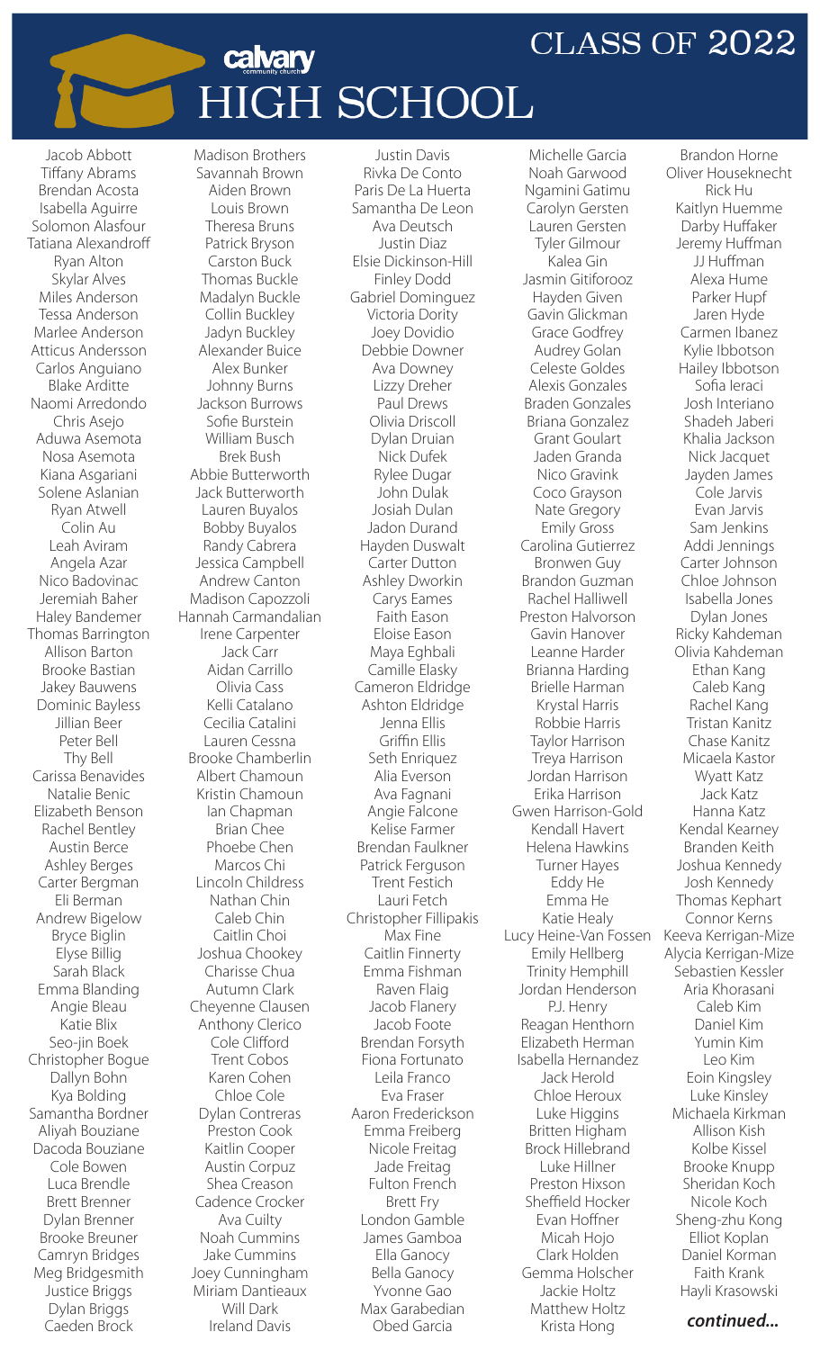calvary community church

# HIGH SCHOOL

## CLASS OF 2022

Jacob Abbott
Tiffany Abrams
Brendan Acosta
Isabella Aguirre
Solomon Alasfour
Tatiana Alexandroff
Ryan Alton
Skylar Alves
Miles Anderson
Tessa Anderson
Marlee Anderson
Atticus Andersson
Carlos Anguiano
Blake Arditte
Naomi Arredondo
Chris Asejo
Aduwa Asemota
Nosa Asemota
Kiana Asgariani
Solene Aslanian
Ryan Atwell
Colin Au
Leah Aviram
Angela Azar
Nico Badovinac
Jeremiah Baher
Haley Bandemer
Thomas Barrington
Allison Barton
Brooke Bastian
Jakey Bauwens
Dominic Bayless
Jillian Beer
Peter Bell
Thy Bell
Carissa Benavides
Natalie Benic
Elizabeth Benson
Rachel Bentley
Austin Berce
Ashley Berges
Carter Bergman
Eli Berman
Andrew Bigelow
Bryce Biglin
Elyse Billig
Sarah Black
Emma Blanding
Angie Bleau
Katie Blix
Seo-jin Boek
Christopher Bogue
Dallyn Bohn
Kya Bolding
Samantha Bordner
Aliyah Bouziane
Dacoda Bouziane
Cole Bowen
Luca Brendle
Brett Brenner
Dylan Brenner
Brooke Breuner
Camryn Bridges
Meg Bridgesmith
Justice Briggs
Dylan Briggs
Caeden Brock
Madison Brothers
Savannah Brown
Aiden Brown
Louis Brown
Theresa Bruns
Patrick Bryson
Carston Buck
Thomas Buckle
Madalyn Buckle
Collin Buckley
Jadyn Buckley
Alexander Buice
Alex Bunker
Johnny Burns
Jackson Burrows
Sofie Burstein
William Busch
Brek Bush
Abbie Butterworth
Jack Butterworth
Lauren Buyalos
Bobby Buyalos
Randy Cabrera
Jessica Campbell
Andrew Canton
Madison Capozzoli
Hannah Carmandalian
Irene Carpenter
Jack Carr
Aidan Carrillo
Olivia Cass
Kelli Catalano
Cecilia Catalini
Lauren Cessna
Brooke Chamberlin
Albert Chamoun
Kristin Chamoun
Ian Chapman
Brian Chee
Phoebe Chen
Marcos Chi
Lincoln Childress
Nathan Chin
Caleb Chin
Caitlin Choi
Joshua Chookey
Charisse Chua
Autumn Clark
Cheyenne Clausen
Anthony Clerico
Cole Clifford
Trent Cobos
Karen Cohen
Chloe Cole
Dylan Contreras
Preston Cook
Kaitlin Cooper
Austin Corpuz
Shea Creason
Cadence Crocker
Ava Cuilty
Noah Cummins
Jake Cummins
Joey Cunningham
Miriam Dantieaux
Will Dark
Ireland Davis
Justin Davis
Rivka De Conto
Paris De La Huerta
Samantha De Leon
Ava Deutsch
Justin Diaz
Elsie Dickinson-Hill
Finley Dodd
Gabriel Dominguez
Victoria Dority
Joey Dovidio
Debbie Downer
Ava Downey
Lizzy Dreher
Paul Drews
Olivia Driscoll
Dylan Druian
Nick Dufek
Rylee Dugar
John Dulak
Josiah Dulan
Jadon Durand
Hayden Duswalt
Carter Dutton
Ashley Dworkin
Carys Eames
Faith Eason
Eloise Eason
Maya Eghbali
Camille Elasky
Cameron Eldridge
Ashton Eldridge
Jenna Ellis
Griffin Ellis
Seth Enriquez
Alia Everson
Ava Fagnani
Angie Falcone
Kelise Farmer
Brendan Faulkner
Patrick Ferguson
Trent Festich
Lauri Fetch
Christopher Fillipakis
Max Fine
Caitlin Finnerty
Emma Fishman
Raven Flaig
Jacob Flanery
Jacob Foote
Brendan Forsyth
Fiona Fortunato
Leila Franco
Eva Fraser
Aaron Frederickson
Emma Freiberg
Nicole Freitag
Jade Freitag
Fulton French
Brett Fry
London Gamble
James Gamboa
Ella Ganocy
Bella Ganocy
Yvonne Gao
Max Garabedian
Obed Garcia
Michelle Garcia
Noah Garwood
Ngamini Gatimu
Carolyn Gersten
Lauren Gersten
Tyler Gilmour
Kalea Gin
Jasmin Gitiforooz
Hayden Given
Gavin Glickman
Grace Godfrey
Audrey Golan
Celeste Goldes
Alexis Gonzales
Braden Gonzales
Briana Gonzalez
Grant Goulart
Jaden Granda
Nico Gravink
Coco Grayson
Nate Gregory
Emily Gross
Carolina Gutierrez
Bronwen Guy
Brandon Guzman
Rachel Halliwell
Preston Halvorson
Gavin Hanover
Leanne Harder
Brianna Harding
Brielle Harman
Krystal Harris
Robbie Harris
Taylor Harrison
Treya Harrison
Jordan Harrison
Erika Harrison
Gwen Harrison-Gold
Kendall Havert
Helena Hawkins
Turner Hayes
Eddy He
Emma He
Katie Healy
Lucy Heine-Van Fossen
Emily Hellberg
Trinity Hemphill
Jordan Henderson
P.J. Henry
Reagan Henthorn
Elizabeth Herman
Isabella Hernandez
Jack Herold
Chloe Heroux
Luke Higgins
Britten Higham
Brock Hillebrand
Luke Hillner
Preston Hixson
Sheffield Hocker
Evan Hoffner
Micah Hojo
Clark Holden
Gemma Holscher
Jackie Holtz
Matthew Holtz
Krista Hong
Brandon Horne
Oliver Houseknecht
Rick Hu
Kaitlyn Huemme
Darby Huffaker
Jeremy Huffman
JJ Huffman
Alexa Hume
Parker Hupf
Jaren Hyde
Carmen Ibanez
Kylie Ibbotson
Hailey Ibbotson
Sofia Ieraci
Josh Interiano
Shadeh Jaberi
Khalia Jackson
Nick Jacquet
Jayden James
Cole Jarvis
Evan Jarvis
Sam Jenkins
Addi Jennings
Carter Johnson
Chloe Johnson
Isabella Jones
Dylan Jones
Ricky Kahdeman
Olivia Kahdeman
Ethan Kang
Caleb Kang
Rachel Kang
Tristan Kanitz
Chase Kanitz
Micaela Kastor
Wyatt Katz
Jack Katz
Hanna Katz
Kendal Kearney
Branden Keith
Joshua Kennedy
Josh Kennedy
Thomas Kephart
Connor Kerns
Keeva Kerrigan-Mize
Alycia Kerrigan-Mize
Sebastien Kessler
Aria Khorasani
Caleb Kim
Daniel Kim
Yumin Kim
Leo Kim
Eoin Kingsley
Luke Kinsley
Michaela Kirkman
Allison Kish
Kolbe Kissel
Brooke Knupp
Sheridan Koch
Nicole Koch
Sheng-zhu Kong
Elliot Koplan
Daniel Korman
Faith Krank
Hayli Krasowski

***continued...***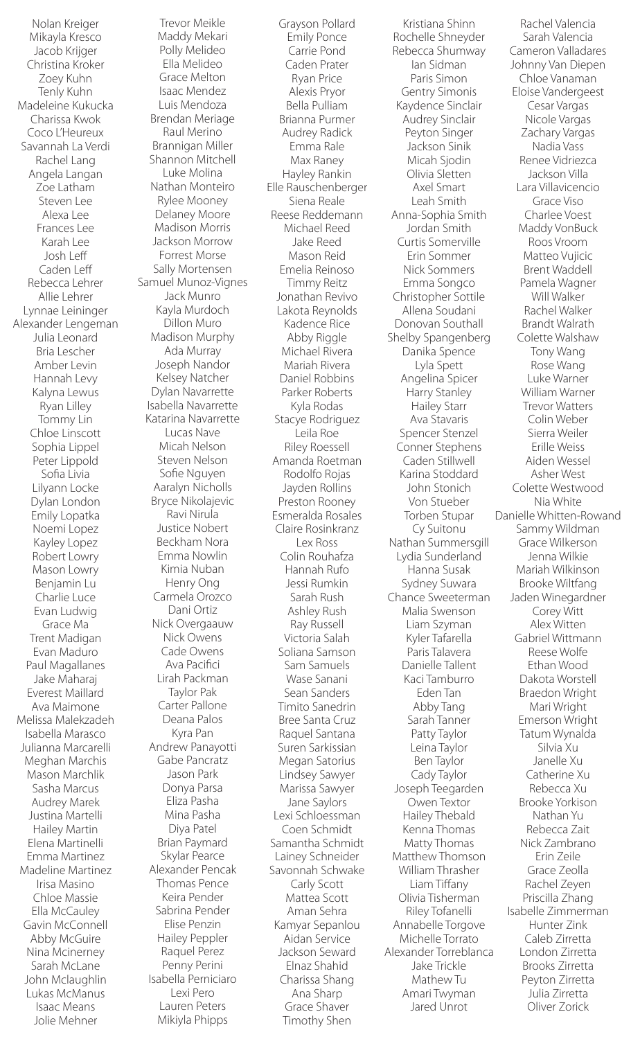Nolan Kreiger
Mikayla Kresco
Jacob Krijger
Christina Kroker
Zoey Kuhn
Tenly Kuhn
Madeleine Kukucka
Charissa Kwok
Coco L'Heureux
Savannah La Verdi
Rachel Lang
Angela Langan
Zoe Latham
Steven Lee
Alexa Lee
Frances Lee
Karah Lee
Josh Leff
Caden Leff
Rebecca Lehrer
Allie Lehrer
Lynnae Leininger
Alexander Lengeman
Julia Leonard
Bria Lescher
Amber Levin
Hannah Levy
Kalyna Lewus
Ryan Lilley
Tommy Lin
Chloe Linscott
Sophia Lippel
Peter Lippold
Sofia Livia
Lilyann Locke
Dylan London
Emily Lopatka
Noemi Lopez
Kayley Lopez
Robert Lowry
Mason Lowry
Benjamin Lu
Charlie Luce
Evan Ludwig
Grace Ma
Trent Madigan
Evan Maduro
Paul Magallanes
Jake Maharaj
Everest Maillard
Ava Maimone
Melissa Malekzadeh
Isabella Marasco
Julianna Marcarelli
Meghan Marchis
Mason Marchlik
Sasha Marcus
Audrey Marek
Justina Martelli
Hailey Martin
Elena Martinelli
Emma Martinez
Madeline Martinez
Irisa Masino
Chloe Massie
Ella McCauley
Gavin McConnell
Abby McGuire
Nina Mcinerney
Sarah McLane
John Mclaughlin
Lukas McManus
Isaac Means
Jolie Mehner

Trevor Meikle
Maddy Mekari
Polly Melideo
Ella Melideo
Grace Melton
Isaac Mendez
Luis Mendoza
Brendan Meriage
Raul Merino
Brannigan Miller
Shannon Mitchell
Luke Molina
Nathan Monteiro
Rylee Mooney
Delaney Moore
Madison Morris
Jackson Morrow
Forrest Morse
Sally Mortensen
Samuel Munoz-Vignes
Jack Munro
Kayla Murdoch
Dillon Muro
Madison Murphy
Ada Murray
Joseph Nandor
Kelsey Natcher
Dylan Navarrette
Isabella Navarrette
Katarina Navarrette
Lucas Nave
Micah Nelson
Steven Nelson
Sofie Nguyen
Aaralyn Nicholls
Bryce Nikolajevic
Ravi Nirula
Justice Nobert
Beckham Nora
Emma Nowlin
Kimia Nuban
Henry Ong
Carmela Orozco
Dani Ortiz
Nick Overgaauw
Nick Owens
Cade Owens
Ava Pacifici
Lirah Packman
Taylor Pak
Carter Pallone
Deana Palos
Kyra Pan
Andrew Panayotti
Gabe Pancratz
Jason Park
Donya Parsa
Eliza Pasha
Mina Pasha
Diya Patel
Brian Paymard
Skylar Pearce
Alexander Pencak
Thomas Pence
Keira Pender
Sabrina Pender
Elise Penzin
Hailey Peppler
Raquel Perez
Penny Perini
Isabella Perniciaro
Lexi Pero
Lauren Peters
Mikiyla Phipps

Grayson Pollard
Emily Ponce
Carrie Pond
Caden Prater
Ryan Price
Alexis Pryor
Bella Pulliam
Brianna Purmer
Audrey Radick
Emma Rale
Max Raney
Hayley Rankin
Elle Rauschenberger
Siena Reale
Reese Reddemann
Michael Reed
Jake Reed
Mason Reid
Emelia Reinoso
Timmy Reitz
Jonathan Revivo
Lakota Reynolds
Kadence Rice
Abby Riggle
Michael Rivera
Mariah Rivera
Daniel Robbins
Parker Roberts
Kyla Rodas
Stacye Rodriguez
Leila Roe
Riley Roessell
Amanda Roetman
Rodolfo Rojas
Jayden Rollins
Preston Rooney
Esmeralda Rosales
Claire Rosinkranz
Lex Ross
Colin Rouhafza
Hannah Rufo
Jessi Rumkin
Sarah Rush
Ashley Rush
Ray Russell
Victoria Salah
Soliana Samson
Sam Samuels
Wase Sanani
Sean Sanders
Timito Sanedrin
Bree Santa Cruz
Raquel Santana
Suren Sarkissian
Megan Satorius
Lindsey Sawyer
Marissa Sawyer
Jane Saylors
Lexi Schloessman
Coen Schmidt
Samantha Schmidt
Lainey Schneider
Savonnah Schwake
Carly Scott
Mattea Scott
Aman Sehra
Kamyar Sepanlou
Aidan Service
Jackson Seward
Elnaz Shahid
Charissa Shang
Ana Sharp
Grace Shaver
Timothy Shen

Kristiana Shinn
Rochelle Shneyder
Rebecca Shumway
Ian Sidman
Paris Simon
Gentry Simonis
Kaydence Sinclair
Audrey Sinclair
Peyton Singer
Jackson Sinik
Micah Sjodin
Olivia Sletten
Axel Smart
Leah Smith
Anna-Sophia Smith
Jordan Smith
Curtis Somerville
Erin Sommer
Nick Sommers
Emma Songco
Christopher Sottile
Allena Soudani
Donovan Southall
Shelby Spangenberg
Danika Spence
Lyla Spett
Angelina Spicer
Harry Stanley
Hailey Starr
Ava Stavaris
Spencer Stenzel
Conner Stephens
Caden Stillwell
Karina Stoddard
John Stonich
Von Stueber
Torben Stupar
Cy Suitonu
Nathan Summersgill
Lydia Sunderland
Hanna Susak
Sydney Suwara
Chance Sweeterman
Malia Swenson
Liam Szyman
Kyler Tafarella
Paris Talavera
Danielle Tallent
Kaci Tamburro
Eden Tan
Abby Tang
Sarah Tanner
Patty Taylor
Leina Taylor
Ben Taylor
Cady Taylor
Joseph Teegarden
Owen Textor
Hailey Thebald
Kenna Thomas
Matty Thomas
Matthew Thomson
William Thrasher
Liam Tiffany
Olivia Tisherman
Riley Tofanelli
Annabelle Torgove
Michelle Torrato
Alexander Torreblanca
Jake Trickle
Mathew Tu
Amari Twyman
Jared Unrot

Rachel Valencia
Sarah Valencia
Cameron Valladares
Johnny Van Diepen
Chloe Vanaman
Eloise Vandergeest
Cesar Vargas
Nicole Vargas
Zachary Vargas
Nadia Vass
Renee Vidriezca
Jackson Villa
Lara Villavicencio
Grace Viso
Charlee Voest
Maddy VonBuck
Roos Vroom
Matteo Vujicic
Brent Waddell
Pamela Wagner
Will Walker
Rachel Walker
Brandt Walrath
Colette Walshaw
Tony Wang
Rose Wang
Luke Warner
William Warner
Trevor Watters
Colin Weber
Sierra Weiler
Erille Weiss
Aiden Wessel
Asher West
Colette Westwood
Nia White
Danielle Whitten-Rowand
Sammy Wildman
Grace Wilkerson
Jenna Wilkie
Mariah Wilkinson
Brooke Wiltfang
Jaden Winegardner
Corey Witt
Alex Witten
Gabriel Wittmann
Reese Wolfe
Ethan Wood
Dakota Worstell
Braedon Wright
Mari Wright
Emerson Wright
Tatum Wynalda
Silvia Xu
Janelle Xu
Catherine Xu
Rebecca Xu
Brooke Yorkison
Nathan Yu
Rebecca Zait
Nick Zambrano
Erin Zeile
Grace Zeolla
Rachel Zeyen
Priscilla Zhang
Isabelle Zimmerman
Hunter Zink
Caleb Zirretta
London Zirretta
Brooks Zirretta
Peyton Zirretta
Julia Zirretta
Oliver Zorick